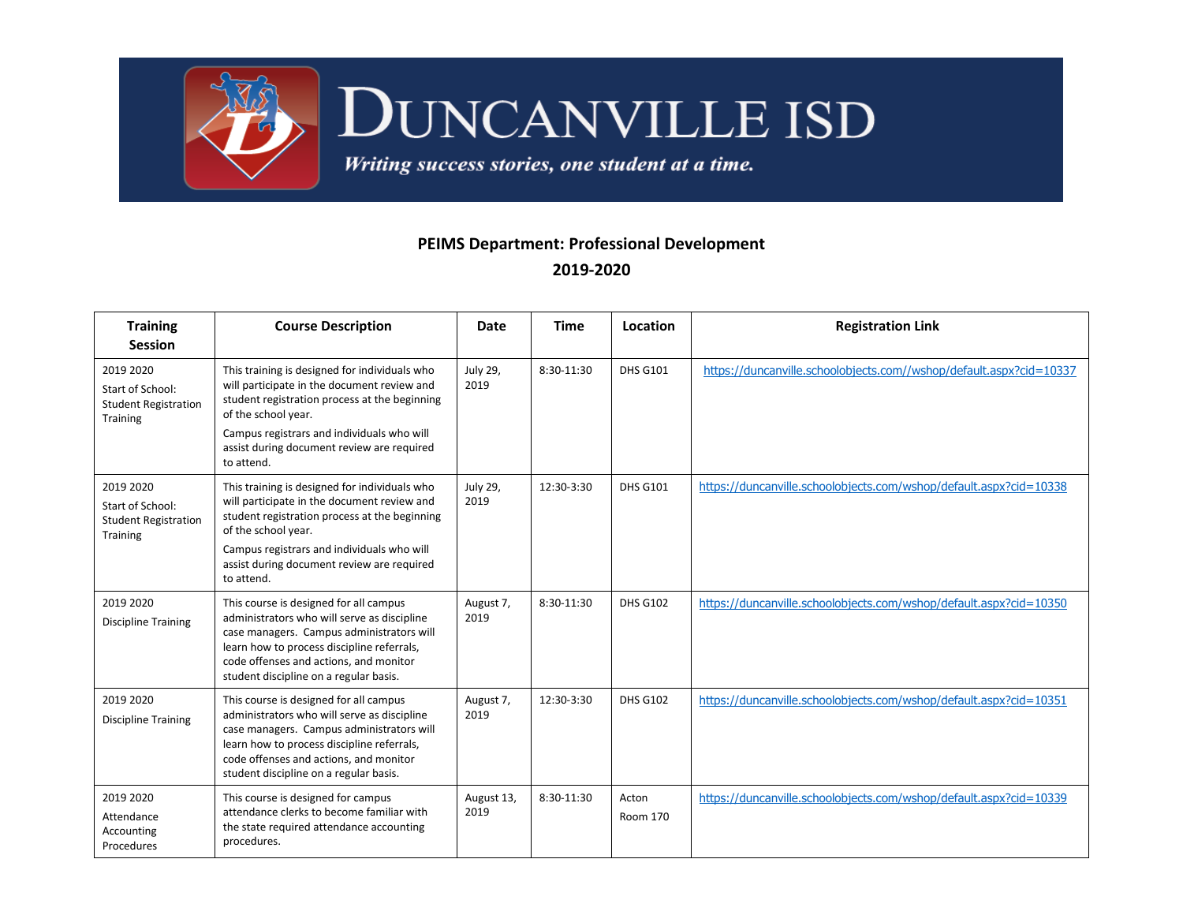# DUNCANVILLE ISD

*Writing success stories, one student at a time.*

## PEIMS Department: Professional Development
## 2019-2020

| Training Session | Course Description | Date | Time | Location | Registration Link |
|---|---|---|---|---|---|
| 2019 2020<br>Start of School: Student Registration Training | This training is designed for individuals who will participate in the document review and student registration process at the beginning of the school year.<br>Campus registrars and individuals who will assist during document review are required to attend. | July 29, 2019 | 8:30-11:30 | DHS G101 | https://duncanville.schoolobjects.com//wshop/default.aspx?cid=10337 |
| 2019 2020<br>Start of School: Student Registration Training | This training is designed for individuals who will participate in the document review and student registration process at the beginning of the school year.<br>Campus registrars and individuals who will assist during document review are required to attend. | July 29, 2019 | 12:30-3:30 | DHS G101 | https://duncanville.schoolobjects.com/wshop/default.aspx?cid=10338 |
| 2019 2020<br>Discipline Training | This course is designed for all campus administrators who will serve as discipline case managers. Campus administrators will learn how to process discipline referrals, code offenses and actions, and monitor student discipline on a regular basis. | August 7, 2019 | 8:30-11:30 | DHS G102 | https://duncanville.schoolobjects.com/wshop/default.aspx?cid=10350 |
| 2019 2020<br>Discipline Training | This course is designed for all campus administrators who will serve as discipline case managers. Campus administrators will learn how to process discipline referrals, code offenses and actions, and monitor student discipline on a regular basis. | August 7, 2019 | 12:30-3:30 | DHS G102 | https://duncanville.schoolobjects.com/wshop/default.aspx?cid=10351 |
| 2019 2020<br>Attendance Accounting Procedures | This course is designed for campus attendance clerks to become familiar with the state required attendance accounting procedures. | August 13, 2019 | 8:30-11:30 | Acton<br>Room 170 | https://duncanville.schoolobjects.com/wshop/default.aspx?cid=10339 |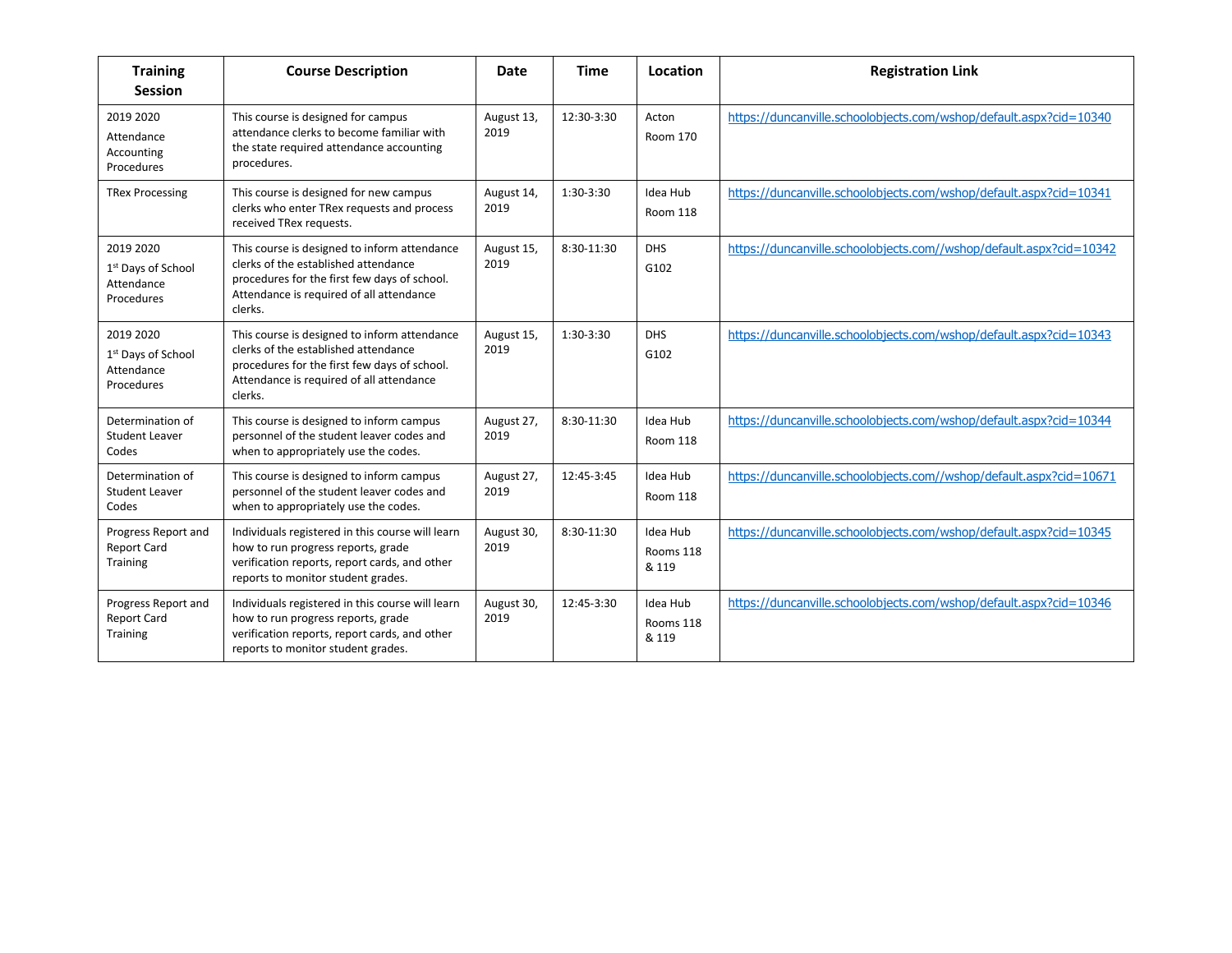| Training Session | Course Description | Date | Time | Location | Registration Link |
|---|---|---|---|---|---|
| 2019 2020 Attendance Accounting Procedures | This course is designed for campus attendance clerks to become familiar with the state required attendance accounting procedures. | August 13, 2019 | 12:30-3:30 | Acton Room 170 | https://duncanville.schoolobjects.com/wshop/default.aspx?cid=10340 |
| TRex Processing | This course is designed for new campus clerks who enter TRex requests and process received TRex requests. | August 14, 2019 | 1:30-3:30 | Idea Hub Room 118 | https://duncanville.schoolobjects.com/wshop/default.aspx?cid=10341 |
| 2019 2020 1st Days of School Attendance Procedures | This course is designed to inform attendance clerks of the established attendance procedures for the first few days of school. Attendance is required of all attendance clerks. | August 15, 2019 | 8:30-11:30 | DHS G102 | https://duncanville.schoolobjects.com//wshop/default.aspx?cid=10342 |
| 2019 2020 1st Days of School Attendance Procedures | This course is designed to inform attendance clerks of the established attendance procedures for the first few days of school. Attendance is required of all attendance clerks. | August 15, 2019 | 1:30-3:30 | DHS G102 | https://duncanville.schoolobjects.com/wshop/default.aspx?cid=10343 |
| Determination of Student Leaver Codes | This course is designed to inform campus personnel of the student leaver codes and when to appropriately use the codes. | August 27, 2019 | 8:30-11:30 | Idea Hub Room 118 | https://duncanville.schoolobjects.com/wshop/default.aspx?cid=10344 |
| Determination of Student Leaver Codes | This course is designed to inform campus personnel of the student leaver codes and when to appropriately use the codes. | August 27, 2019 | 12:45-3:45 | Idea Hub Room 118 | https://duncanville.schoolobjects.com//wshop/default.aspx?cid=10671 |
| Progress Report and Report Card Training | Individuals registered in this course will learn how to run progress reports, grade verification reports, report cards, and other reports to monitor student grades. | August 30, 2019 | 8:30-11:30 | Idea Hub Rooms 118 & 119 | https://duncanville.schoolobjects.com/wshop/default.aspx?cid=10345 |
| Progress Report and Report Card Training | Individuals registered in this course will learn how to run progress reports, grade verification reports, report cards, and other reports to monitor student grades. | August 30, 2019 | 12:45-3:30 | Idea Hub Rooms 118 & 119 | https://duncanville.schoolobjects.com/wshop/default.aspx?cid=10346 |